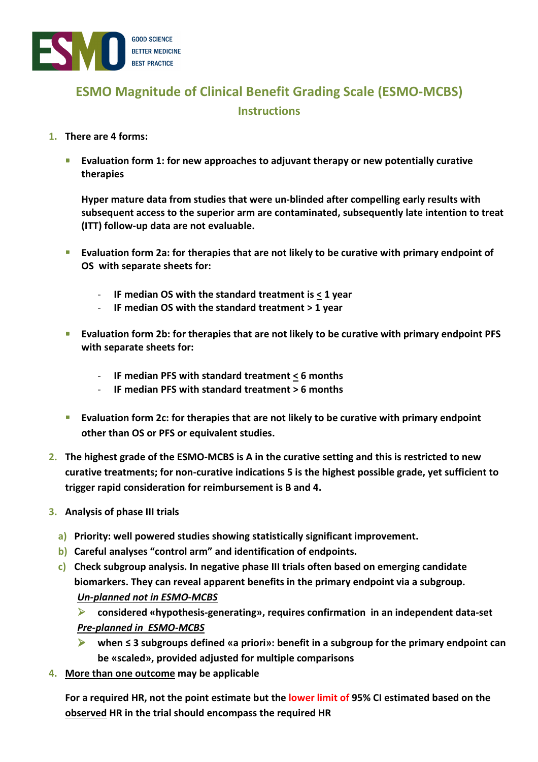ESMO

GOOD SCIENCE
BETTER MEDICINE
BEST PRACTICE

# ESMO Magnitude of Clinical Benefit Grading Scale (ESMO-MCBS)

## Instructions

1. **There are 4 forms:**

   - **Evaluation form 1: for new approaches to adjuvant therapy or new potentially curative therapies**

     **Hyper mature data from studies that were un-blinded after compelling early results with subsequent access to the superior arm are contaminated, subsequently late intention to treat (ITT) follow-up data are not evaluable.**

   - **Evaluation form 2a: for therapies that are not likely to be curative with primary endpoint of OS with separate sheets for:**

     - **IF median OS with the standard treatment is < 1 year**
     - **IF median OS with the standard treatment > 1 year**

   - **Evaluation form 2b: for therapies that are not likely to be curative with primary endpoint PFS with separate sheets for:**

     - **IF median PFS with standard treatment < 6 months**
     - **IF median PFS with standard treatment > 6 months**

   - **Evaluation form 2c: for therapies that are not likely to be curative with primary endpoint other than OS or PFS or equivalent studies.**

2. **The highest grade of the ESMO-MCBS is A in the curative setting and this is restricted to new curative treatments; for non-curative indications 5 is the highest possible grade, yet sufficient to trigger rapid consideration for reimbursement is B and 4.**

3. **Analysis of phase III trials**

   a) **Priority: well powered studies showing statistically significant improvement.**
   b) **Careful analyses "control arm" and identification of endpoints.**
   c) **Check subgroup analysis. In negative phase III trials often based on emerging candidate biomarkers. They can reveal apparent benefits in the primary endpoint via a subgroup.**

      ***Un-planned not in ESMO-MCBS***

      - **considered «hypothesis-generating», requires confirmation in an independent data-set**

      ***Pre-planned in ESMO-MCBS***

      - **when ≤ 3 subgroups defined «a priori»: benefit in a subgroup for the primary endpoint can be «scaled», provided adjusted for multiple comparisons**

4. **More than one outcome may be applicable**

   **For a required HR, not the point estimate but the lower limit of 95% CI estimated based on the observed HR in the trial should encompass the required HR**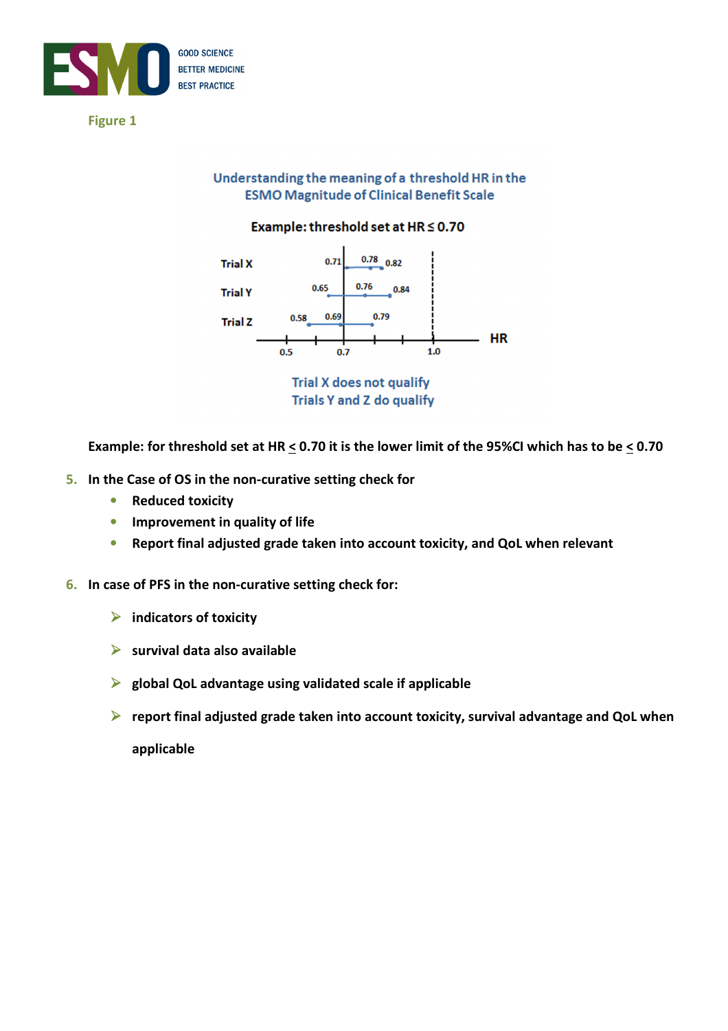Figure 1

Understanding the meaning of a threshold HR in the ESMO Magnitude of Clinical Benefit Scale

Example: threshold set at HR ≤ 0.70

Trial X 0.71 0.78 0.82

Trial Y 0.65 0.76 0.84

Trial Z 0.58 0.69 0.79

0.5 0.7 1.0 HR

Trial X does not qualify
Trials Y and Z do qualify

**Example: for threshold set at HR ≤ 0.70 it is the lower limit of the 95%CI which has to be ≤ 0.70**

5. **In the Case of OS in the non-curative setting check for**
   - **Reduced toxicity**
   - **Improvement in quality of life**
   - **Report final adjusted grade taken into account toxicity, and QoL when relevant**

6. **In case of PFS in the non-curative setting check for:**
   - **indicators of toxicity**
   - **survival data also available**
   - **global QoL advantage using validated scale if applicable**
   - **report final adjusted grade taken into account toxicity, survival advantage and QoL when applicable**